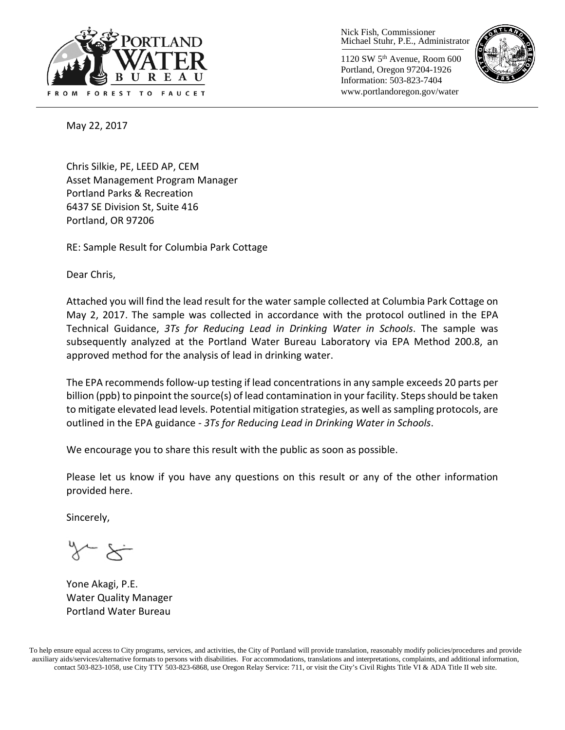Nick Fish, Commissioner
Michael Stuhr, P.E., Administrator

1120 SW 5th Avenue, Room 600
Portland, Oregon 97204-1926
Information: 503-823-7404
www.portlandoregon.gov/water

PORTLAND WATER BUREAU
FROM FOREST TO FAUCET

May 22, 2017

Chris Silkie, PE, LEED AP, CEM
Asset Management Program Manager
Portland Parks & Recreation
6437 SE Division St, Suite 416
Portland, OR 97206

RE: Sample Result for Columbia Park Cottage

Dear Chris,

Attached you will find the lead result for the water sample collected at Columbia Park Cottage on May 2, 2017. The sample was collected in accordance with the protocol outlined in the EPA Technical Guidance, *3Ts for Reducing Lead in Drinking Water in Schools*. The sample was subsequently analyzed at the Portland Water Bureau Laboratory via EPA Method 200.8, an approved method for the analysis of lead in drinking water.

The EPA recommends follow-up testing if lead concentrations in any sample exceeds 20 parts per billion (ppb) to pinpoint the source(s) of lead contamination in your facility. Steps should be taken to mitigate elevated lead levels. Potential mitigation strategies, as well as sampling protocols, are outlined in the EPA guidance - *3Ts for Reducing Lead in Drinking Water in Schools*.

We encourage you to share this result with the public as soon as possible.

Please let us know if you have any questions on this result or any of the other information provided here.

Sincerely,

Yone Akagi, P.E.
Water Quality Manager
Portland Water Bureau

To help ensure equal access to City programs, services, and activities, the City of Portland will provide translation, reasonably modify policies/procedures and provide auxiliary aids/services/alternative formats to persons with disabilities. For accommodations, translations and interpretations, complaints, and additional information, contact 503-823-1058, use City TTY 503-823-6868, use Oregon Relay Service: 711, or visit the City's Civil Rights Title VI & ADA Title II web site.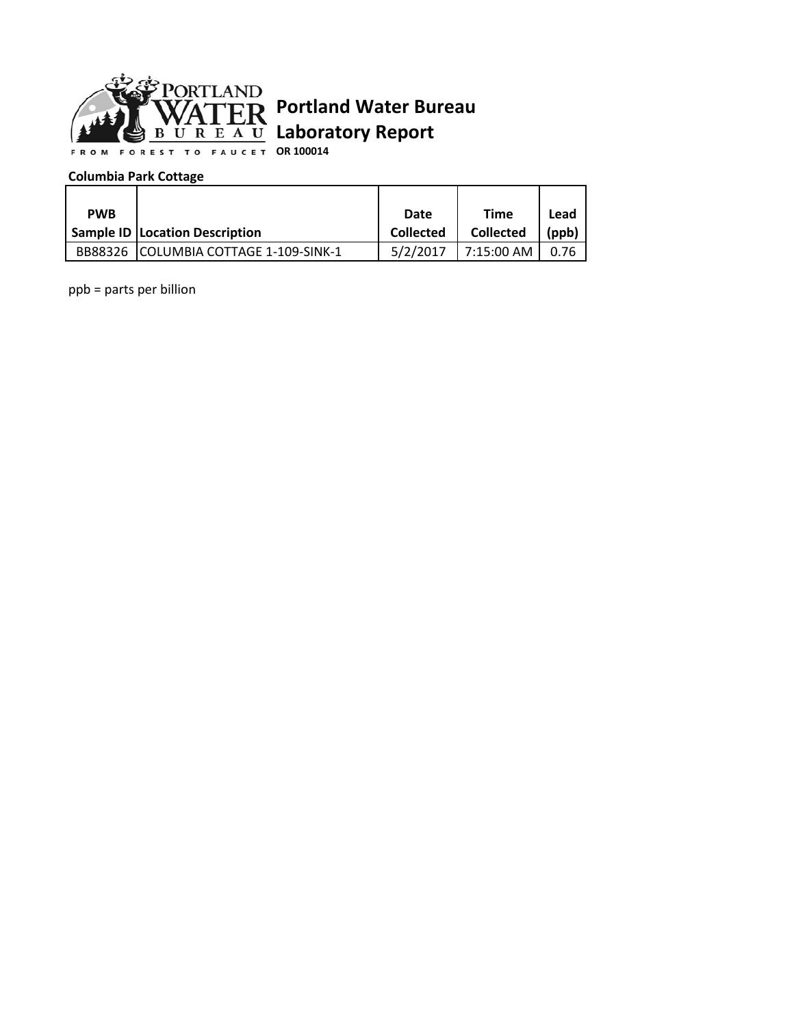# Portland Water Bureau
## Laboratory Report

**OR 100014**

**Columbia Park Cottage**

| PWB Sample ID | Location Description | Date Collected | Time Collected | Lead (ppb) |
|---|---|---|---|---|
| BB88326 | COLUMBIA COTTAGE 1-109-SINK-1 | 5/2/2017 | 7:15:00 AM | 0.76 |

ppb = parts per billion